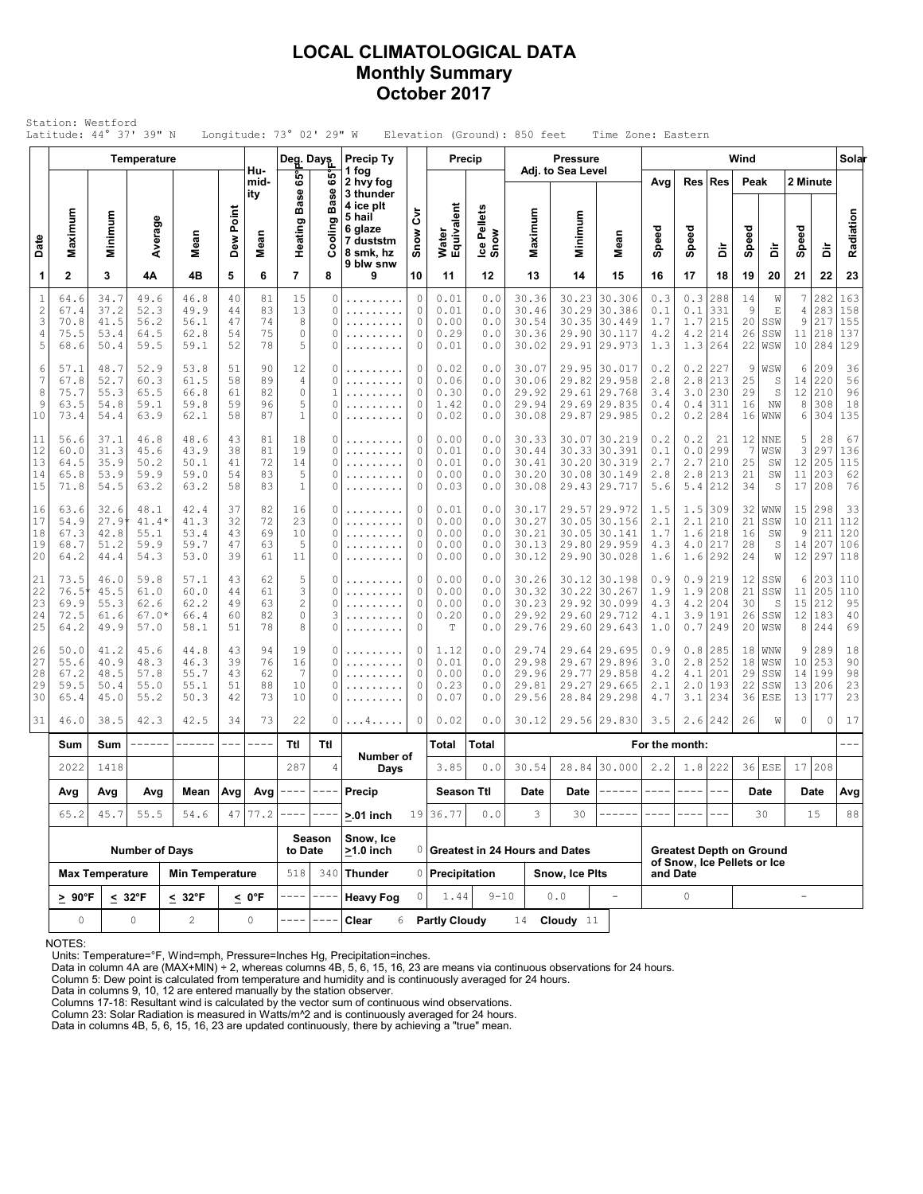# LOCAL CLIMATOLOGICAL DATA
## Monthly Summary
## October 2017

Station: Westford
Latitude: 44° 37' 39" N   Longitude: 73° 02' 29" W   Elevation (Ground): 850 feet   Time Zone: Eastern

| Date | Temperature | | | | | Hu-midity | Deg. Days | | Precip Ty | | Precip | | Pressure Adj. to Sea Level | | | Wind | | | | | | | Solar |
|---|---|---|---|---|---|---|---|---|---|---|---|---|---|---|---|---|---|---|---|---|---|---|---|
| | Maximum | Minimum | Average | Mean | Dew Point | Mean | Heating Base 65°F | Cooling Base 65°F | 1 fog 2 hvy fog 3 thunder 4 ice plt 5 hail 6 glaze 7 duststm 8 smk, hz 9 blw snw | Snow Cvr | Water Equivalent | Ice Pellets Snow | Maximum | Minimum | Mean | Avg Speed | Res Speed | Res Dir | Peak Speed | Peak Dir | 2 Minute Speed | 2 Minute Dir | Radiation |
| 1 | 2 | 3 | 4A | 4B | 5 | 6 | 7 | 8 | 9 | 10 | 11 | 12 | 13 | 14 | 15 | 16 | 17 | 18 | 19 | 20 | 21 | 22 | 23 |
| 1 | 64.6 | 34.7 | 49.6 | 46.8 | 40 | 81 | 15 | 0 | ......... | 0 | 0.01 | 0.0 | 30.36 | 30.23 | 30.306 | 0.3 | 0.3 | 288 | 14 | W | 7 | 282 | 163 |
| 2 | 67.4 | 37.2 | 52.3 | 49.9 | 44 | 83 | 13 | 0 | ......... | 0 | 0.01 | 0.0 | 30.46 | 30.29 | 30.386 | 0.1 | 0.1 | 331 | 9 | E | 4 | 283 | 158 |
| 3 | 70.8 | 41.5 | 56.2 | 56.1 | 47 | 74 | 8 | 0 | ......... | 0 | 0.00 | 0.0 | 30.54 | 30.35 | 30.449 | 1.7 | 1.7 | 215 | 20 | SSW | 9 | 217 | 155 |
| 4 | 75.5 | 53.4 | 64.5 | 62.8 | 54 | 75 | 0 | 0 | ......... | 0 | 0.29 | 0.0 | 30.36 | 29.90 | 30.117 | 4.2 | 4.2 | 214 | 26 | SSW | 11 | 218 | 137 |
| 5 | 68.6 | 50.4 | 59.5 | 59.1 | 52 | 78 | 5 | 0 | ......... | 0 | 0.01 | 0.0 | 30.02 | 29.91 | 29.973 | 1.3 | 1.3 | 264 | 22 | WSW | 10 | 284 | 129 |
| 6 | 57.1 | 48.7 | 52.9 | 53.8 | 51 | 90 | 12 | 0 | ......... | 0 | 0.02 | 0.0 | 30.07 | 29.95 | 30.017 | 0.2 | 0.2 | 227 | 9 | WSW | 6 | 209 | 36 |
| 7 | 67.8 | 52.7 | 60.3 | 61.5 | 58 | 89 | 4 | 0 | ......... | 0 | 0.06 | 0.0 | 30.06 | 29.82 | 29.958 | 2.8 | 2.8 | 213 | 25 | S | 14 | 220 | 56 |
| 8 | 75.7 | 55.3 | 65.5 | 66.8 | 61 | 82 | 0 | 1 | ......... | 0 | 0.30 | 0.0 | 29.92 | 29.61 | 29.768 | 3.4 | 3.0 | 230 | 29 | S | 12 | 210 | 96 |
| 9 | 63.5 | 54.8 | 59.1 | 59.8 | 59 | 96 | 5 | 0 | ......... | 0 | 1.42 | 0.0 | 29.94 | 29.69 | 29.835 | 0.4 | 0.4 | 311 | 16 | NW | 8 | 308 | 18 |
| 10 | 73.4 | 54.4 | 63.9 | 62.1 | 58 | 87 | 1 | 0 | ......... | 0 | 0.02 | 0.0 | 30.08 | 29.87 | 29.985 | 0.2 | 0.2 | 284 | 16 | WNW | 6 | 304 | 135 |
| 11 | 56.6 | 37.1 | 46.8 | 48.6 | 43 | 81 | 18 | 0 | ......... | 0 | 0.00 | 0.0 | 30.33 | 30.07 | 30.219 | 0.2 | 0.2 | 21 | 12 | NNE | 5 | 28 | 67 |
| 12 | 60.0 | 31.3 | 45.6 | 43.9 | 38 | 81 | 19 | 0 | ......... | 0 | 0.01 | 0.0 | 30.44 | 30.33 | 30.391 | 0.1 | 0.0 | 299 | 7 | WSW | 3 | 297 | 136 |
| 13 | 64.5 | 35.9 | 50.2 | 50.1 | 41 | 72 | 14 | 0 | ......... | 0 | 0.01 | 0.0 | 30.41 | 30.20 | 30.319 | 2.7 | 2.7 | 210 | 25 | SW | 12 | 205 | 115 |
| 14 | 65.8 | 53.9 | 59.9 | 59.0 | 54 | 83 | 5 | 0 | ......... | 0 | 0.00 | 0.0 | 30.20 | 30.08 | 30.149 | 2.8 | 2.8 | 213 | 21 | SW | 11 | 203 | 62 |
| 15 | 71.8 | 54.5 | 63.2 | 63.2 | 58 | 83 | 1 | 0 | ......... | 0 | 0.03 | 0.0 | 30.08 | 29.43 | 29.717 | 5.6 | 5.4 | 212 | 34 | S | 17 | 208 | 76 |
| 16 | 63.6 | 32.6 | 48.1 | 42.4 | 37 | 82 | 16 | 0 | ......... | 0 | 0.01 | 0.0 | 30.17 | 29.57 | 29.972 | 1.5 | 1.5 | 309 | 32 | WNW | 15 | 298 | 33 |
| 17 | 54.9 | 27.9* | 41.4* | 41.3 | 32 | 72 | 23 | 0 | ......... | 0 | 0.00 | 0.0 | 30.27 | 30.05 | 30.156 | 2.1 | 2.1 | 210 | 21 | SSW | 10 | 211 | 112 |
| 18 | 67.3 | 42.8 | 55.1 | 53.4 | 43 | 69 | 10 | 0 | ......... | 0 | 0.00 | 0.0 | 30.21 | 30.05 | 30.141 | 1.7 | 1.6 | 218 | 16 | SW | 9 | 211 | 120 |
| 19 | 68.7 | 51.2 | 59.9 | 59.7 | 47 | 63 | 5 | 0 | ......... | 0 | 0.00 | 0.0 | 30.13 | 29.80 | 29.959 | 4.3 | 4.0 | 217 | 28 | S | 14 | 207 | 106 |
| 20 | 64.2 | 44.4 | 54.3 | 53.0 | 39 | 61 | 11 | 0 | ......... | 0 | 0.00 | 0.0 | 30.12 | 29.90 | 30.028 | 1.6 | 1.6 | 292 | 24 | W | 12 | 297 | 118 |
| 21 | 73.5 | 46.0 | 59.8 | 57.1 | 43 | 62 | 5 | 0 | ......... | 0 | 0.00 | 0.0 | 30.26 | 30.12 | 30.198 | 0.9 | 0.9 | 219 | 12 | SSW | 6 | 203 | 110 |
| 22 | 76.5* | 45.5 | 61.0 | 60.0 | 44 | 61 | 3 | 0 | ......... | 0 | 0.00 | 0.0 | 30.32 | 30.22 | 30.267 | 1.9 | 1.9 | 208 | 21 | SSW | 11 | 205 | 110 |
| 23 | 69.9 | 55.3 | 62.6 | 62.2 | 49 | 63 | 2 | 0 | ......... | 0 | 0.00 | 0.0 | 30.23 | 29.92 | 30.099 | 4.3 | 4.2 | 204 | 30 | S | 15 | 212 | 95 |
| 24 | 72.5 | 61.6 | 67.0* | 66.4 | 60 | 82 | 0 | 3 | ......... | 0 | 0.20 | 0.0 | 29.92 | 29.60 | 29.712 | 4.1 | 3.9 | 191 | 26 | SSW | 12 | 183 | 40 |
| 25 | 64.2 | 49.9 | 57.0 | 58.1 | 51 | 78 | 8 | 0 | ......... | 0 | T | 0.0 | 29.76 | 29.60 | 29.643 | 1.0 | 0.7 | 249 | 20 | WSW | 8 | 244 | 69 |
| 26 | 50.0 | 41.2 | 45.6 | 44.8 | 43 | 94 | 19 | 0 | ......... | 0 | 1.12 | 0.0 | 29.74 | 29.64 | 29.695 | 0.9 | 0.8 | 285 | 18 | WNW | 9 | 289 | 18 |
| 27 | 55.6 | 40.9 | 48.3 | 46.3 | 39 | 76 | 16 | 0 | ......... | 0 | 0.01 | 0.0 | 29.98 | 29.67 | 29.896 | 3.0 | 2.8 | 252 | 18 | WSW | 10 | 253 | 90 |
| 28 | 67.2 | 48.5 | 57.8 | 55.7 | 43 | 62 | 7 | 0 | ......... | 0 | 0.00 | 0.0 | 29.96 | 29.77 | 29.858 | 4.2 | 4.1 | 201 | 29 | SSW | 14 | 199 | 98 |
| 29 | 59.5 | 50.4 | 55.0 | 55.1 | 51 | 88 | 10 | 0 | ......... | 0 | 0.23 | 0.0 | 29.81 | 29.27 | 29.665 | 2.1 | 2.0 | 193 | 22 | SSW | 13 | 206 | 23 |
| 30 | 65.4 | 45.0 | 55.2 | 50.3 | 42 | 73 | 10 | 0 | ......... | 0 | 0.07 | 0.0 | 29.56 | 28.84 | 29.298 | 4.7 | 3.1 | 234 | 36 | ESE | 13 | 177 | 23 |
| 31 | 46.0 | 38.5 | 42.3 | 42.5 | 34 | 73 | 22 | 0 | ...4..... | 0 | 0.02 | 0.0 | 30.12 | 29.56 | 29.830 | 3.5 | 2.6 | 242 | 26 | W | 0 | 0 | 17 |
| | **Sum** | **Sum** | ------ | ------ | --- | ---- | **Ttl** | **Ttl** | **Number of Days** | | **Total** | **Total** | **For the month:** | | | | | | | | | | --- |
| | 2022 | 1418 | | | | | 287 | 4 | | | 3.85 | 0.0 | 30.54 | 28.84 | 30.000 | 2.2 | 1.8 | 222 | 36 | ESE | 17 | 208 | |
| | **Avg** | **Avg** | **Avg** | **Mean** | **Avg** | **Avg** | ---- | ---- | **Precip** | | **Season Ttl** | | **Date** | **Date** | ------ | ---- | ---- | --- | **Date** | | **Date** | | **Avg** |
| | 65.2 | 45.7 | 55.5 | 54.6 | 47 | 77.2 | ---- | ---- | **>.01 inch** | 19 | 36.77 | 0.0 | 3 | 30 | ------ | ---- | ---- | --- | 30 | | 15 | | 88 |

| Number of Days | | | | Season to Date | | | | | | | |
|---|---|---|---|---|---|---|---|---|---|---|---|
| **Max Temperature** | | **Min Temperature** | | 518 | 340 | **Snow, Ice >1.0 inch** | 0 | **Greatest in 24 Hours and Dates** | | | **Greatest Depth on Ground of Snow, Ice Pellets or Ice and Date** |
| **> 90°F** | **< 32°F** | **< 32°F** | **< 0°F** | ---- | ---- | **Thunder** | 0 | **Precipitation** | | **Snow, Ice Plts** | |
| 0 | 0 | 2 | 0 | ---- | ---- | **Heavy Fog** | 0 | 1.44 | 9-10 | 0.0 - | 0 - |
| | | | | ---- | ---- | **Clear** | 6 | **Partly Cloudy** 14 | | **Cloudy** 11 | |

NOTES:
Units: Temperature=°F, Wind=mph, Pressure=Inches Hg, Precipitation=inches.
Data in column 4A are (MAX+MIN) ÷ 2, whereas columns 4B, 5, 6, 15, 16, 23 are means via continuous observations for 24 hours.
Column 5: Dew point is calculated from temperature and humidity and is continuously averaged for 24 hours.
Data in columns 9, 10, 12 are entered manually by the station observer.
Columns 17-18: Resultant wind is calculated by the vector sum of continuous wind observations.
Column 23: Solar Radiation is measured in Watts/m^2 and is continuously averaged for 24 hours.
Data in columns 4B, 5, 6, 15, 16, 23 are updated continuously, there by achieving a "true" mean.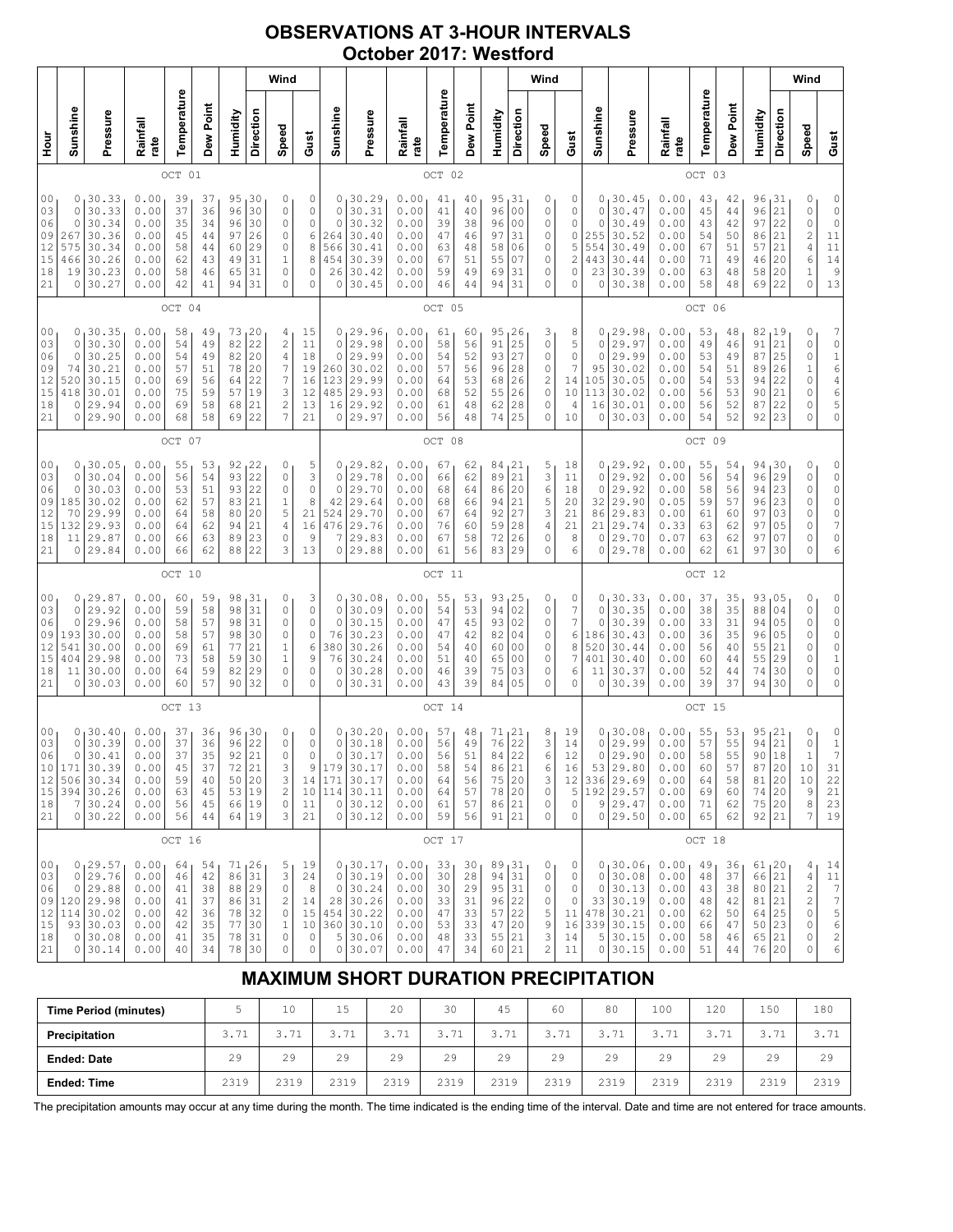# OBSERVATIONS AT 3-HOUR INTERVALS
## October 2017: Westford

| Hour | Sunshine | Pressure | Rainfall rate | Temperature | Dew Point | Humidity | Wind Direction | Wind Speed | Wind Gust | Sunshine | Pressure | Rainfall rate | Temperature | Dew Point | Humidity | Wind Direction | Wind Speed | Wind Gust | Sunshine | Pressure | Rainfall rate | Temperature | Dew Point | Humidity | Wind Direction | Wind Speed | Wind Gust |
|---|---|---|---|---|---|---|---|---|---|---|---|---|---|---|---|---|---|---|---|---|---|---|---|---|---|---|---|
| | OCT 01 | | | | | | | | | OCT 02 | | | | | | | | | OCT 03 | | | | | | | | |
| 00 | 0 | 30.33 | 0.00 | 39 | 37 | 95 | 30 | 0 | 0 | 0 | 30.29 | 0.00 | 41 | 40 | 95 | 31 | 0 | 0 | 0 | 30.45 | 0.00 | 43 | 42 | 96 | 31 | 0 | 0 |
| 03 | 0 | 30.33 | 0.00 | 37 | 36 | 96 | 30 | 0 | 0 | 0 | 30.31 | 0.00 | 41 | 40 | 96 | 00 | 0 | 0 | 0 | 30.47 | 0.00 | 45 | 44 | 96 | 21 | 0 | 0 |
| 06 | 0 | 30.34 | 0.00 | 35 | 34 | 96 | 30 | 0 | 0 | 0 | 30.32 | 0.00 | 39 | 38 | 96 | 00 | 0 | 0 | 0 | 30.49 | 0.00 | 43 | 42 | 97 | 22 | 0 | 0 |
| 09 | 267 | 30.36 | 0.00 | 45 | 44 | 97 | 26 | 0 | 6 | 264 | 30.40 | 0.00 | 47 | 46 | 97 | 31 | 0 | 0 | 255 | 30.52 | 0.00 | 54 | 50 | 86 | 21 | 2 | 11 |
| 12 | 575 | 30.34 | 0.00 | 58 | 44 | 60 | 29 | 0 | 8 | 566 | 30.41 | 0.00 | 63 | 48 | 58 | 06 | 0 | 5 | 554 | 30.49 | 0.00 | 67 | 51 | 57 | 21 | 4 | 11 |
| 15 | 466 | 30.26 | 0.00 | 62 | 43 | 49 | 31 | 1 | 8 | 454 | 30.39 | 0.00 | 67 | 51 | 55 | 07 | 0 | 2 | 443 | 30.44 | 0.00 | 71 | 49 | 46 | 20 | 6 | 14 |
| 18 | 19 | 30.23 | 0.00 | 58 | 46 | 65 | 31 | 0 | 0 | 26 | 30.42 | 0.00 | 59 | 49 | 69 | 31 | 0 | 0 | 23 | 30.39 | 0.00 | 63 | 48 | 58 | 20 | 1 | 9 |
| 21 | 0 | 30.27 | 0.00 | 42 | 41 | 94 | 31 | 0 | 0 | 0 | 30.45 | 0.00 | 46 | 44 | 94 | 31 | 0 | 0 | 0 | 30.38 | 0.00 | 58 | 48 | 69 | 22 | 0 | 13 |
| | OCT 04 | | | | | | | | | OCT 05 | | | | | | | | | OCT 06 | | | | | | | | |
| 00 | 0 | 30.35 | 0.00 | 58 | 49 | 73 | 20 | 4 | 15 | 0 | 29.96 | 0.00 | 61 | 60 | 95 | 26 | 3 | 8 | 0 | 29.98 | 0.00 | 53 | 48 | 82 | 19 | 0 | 7 |
| 03 | 0 | 30.30 | 0.00 | 54 | 49 | 82 | 22 | 2 | 11 | 0 | 29.98 | 0.00 | 58 | 56 | 91 | 25 | 0 | 5 | 0 | 29.97 | 0.00 | 49 | 46 | 91 | 21 | 0 | 0 |
| 06 | 0 | 30.25 | 0.00 | 54 | 49 | 82 | 20 | 4 | 18 | 0 | 29.99 | 0.00 | 54 | 52 | 93 | 27 | 0 | 0 | 0 | 29.99 | 0.00 | 53 | 49 | 87 | 25 | 0 | 1 |
| 09 | 74 | 30.21 | 0.00 | 57 | 51 | 78 | 20 | 7 | 19 | 260 | 30.02 | 0.00 | 57 | 56 | 96 | 28 | 0 | 7 | 95 | 30.02 | 0.00 | 54 | 51 | 89 | 26 | 1 | 6 |
| 12 | 520 | 30.15 | 0.00 | 69 | 56 | 64 | 22 | 7 | 16 | 123 | 29.99 | 0.00 | 64 | 53 | 68 | 26 | 2 | 14 | 105 | 30.05 | 0.00 | 54 | 53 | 94 | 22 | 0 | 4 |
| 15 | 418 | 30.01 | 0.00 | 75 | 59 | 57 | 19 | 3 | 12 | 485 | 29.93 | 0.00 | 68 | 52 | 55 | 26 | 0 | 10 | 113 | 30.02 | 0.00 | 56 | 53 | 90 | 21 | 0 | 6 |
| 18 | 0 | 29.94 | 0.00 | 69 | 58 | 68 | 21 | 2 | 13 | 16 | 29.92 | 0.00 | 61 | 48 | 62 | 28 | 0 | 4 | 16 | 30.01 | 0.00 | 56 | 52 | 87 | 22 | 0 | 5 |
| 21 | 0 | 29.90 | 0.00 | 68 | 58 | 69 | 22 | 7 | 21 | 0 | 29.97 | 0.00 | 56 | 48 | 74 | 25 | 0 | 10 | 0 | 30.03 | 0.00 | 54 | 52 | 92 | 23 | 0 | 0 |
| | OCT 07 | | | | | | | | | OCT 08 | | | | | | | | | OCT 09 | | | | | | | | |
| 00 | 0 | 30.05 | 0.00 | 55 | 53 | 92 | 22 | 0 | 5 | 0 | 29.82 | 0.00 | 67 | 62 | 84 | 21 | 5 | 18 | 0 | 29.92 | 0.00 | 55 | 54 | 94 | 30 | 0 | 0 |
| 03 | 0 | 30.04 | 0.00 | 56 | 54 | 93 | 22 | 0 | 3 | 0 | 29.78 | 0.00 | 66 | 62 | 89 | 21 | 3 | 11 | 0 | 29.92 | 0.00 | 56 | 54 | 96 | 29 | 0 | 0 |
| 06 | 0 | 30.03 | 0.00 | 53 | 51 | 93 | 22 | 0 | 0 | 0 | 29.70 | 0.00 | 68 | 64 | 86 | 20 | 6 | 18 | 0 | 29.92 | 0.00 | 58 | 56 | 94 | 23 | 0 | 0 |
| 09 | 185 | 30.02 | 0.00 | 62 | 57 | 83 | 21 | 1 | 8 | 42 | 29.64 | 0.00 | 68 | 66 | 94 | 21 | 5 | 20 | 32 | 29.90 | 0.05 | 59 | 57 | 96 | 23 | 0 | 0 |
| 12 | 70 | 29.99 | 0.00 | 64 | 58 | 80 | 20 | 5 | 21 | 524 | 29.70 | 0.00 | 67 | 64 | 92 | 27 | 3 | 21 | 86 | 29.83 | 0.00 | 61 | 60 | 97 | 03 | 0 | 0 |
| 15 | 132 | 29.93 | 0.00 | 64 | 62 | 94 | 21 | 4 | 16 | 476 | 29.76 | 0.00 | 76 | 60 | 59 | 28 | 4 | 21 | 21 | 29.74 | 0.33 | 63 | 62 | 97 | 05 | 0 | 7 |
| 18 | 11 | 29.87 | 0.00 | 66 | 63 | 89 | 23 | 0 | 9 | 7 | 29.83 | 0.00 | 67 | 58 | 72 | 26 | 0 | 8 | 0 | 29.70 | 0.07 | 63 | 62 | 97 | 07 | 0 | 0 |
| 21 | 0 | 29.84 | 0.00 | 66 | 62 | 88 | 22 | 3 | 13 | 0 | 29.88 | 0.00 | 61 | 56 | 83 | 29 | 0 | 6 | 0 | 29.78 | 0.00 | 62 | 61 | 97 | 30 | 0 | 6 |
| | OCT 10 | | | | | | | | | OCT 11 | | | | | | | | | OCT 12 | | | | | | | | |
| 00 | 0 | 29.87 | 0.00 | 60 | 59 | 98 | 31 | 0 | 3 | 0 | 30.08 | 0.00 | 55 | 53 | 93 | 25 | 0 | 0 | 0 | 30.33 | 0.00 | 37 | 35 | 93 | 05 | 0 | 0 |
| 03 | 0 | 29.92 | 0.00 | 59 | 58 | 98 | 31 | 0 | 0 | 0 | 30.09 | 0.00 | 54 | 53 | 94 | 02 | 0 | 7 | 0 | 30.35 | 0.00 | 38 | 35 | 88 | 04 | 0 | 0 |
| 06 | 0 | 29.96 | 0.00 | 58 | 57 | 98 | 31 | 0 | 0 | 0 | 30.15 | 0.00 | 47 | 45 | 93 | 02 | 0 | 7 | 0 | 30.39 | 0.00 | 33 | 31 | 94 | 05 | 0 | 0 |
| 09 | 193 | 30.00 | 0.00 | 58 | 57 | 98 | 30 | 0 | 0 | 76 | 30.23 | 0.00 | 47 | 42 | 82 | 04 | 0 | 6 | 186 | 30.43 | 0.00 | 36 | 35 | 96 | 05 | 0 | 0 |
| 12 | 541 | 30.00 | 0.00 | 69 | 61 | 77 | 21 | 1 | 6 | 380 | 30.26 | 0.00 | 54 | 40 | 60 | 00 | 0 | 8 | 520 | 30.44 | 0.00 | 56 | 40 | 55 | 21 | 0 | 0 |
| 15 | 404 | 29.98 | 0.00 | 73 | 58 | 59 | 30 | 1 | 9 | 76 | 30.24 | 0.00 | 51 | 40 | 65 | 00 | 0 | 7 | 401 | 30.40 | 0.00 | 60 | 44 | 55 | 29 | 0 | 1 |
| 18 | 11 | 30.00 | 0.00 | 64 | 59 | 82 | 29 | 0 | 0 | 0 | 30.28 | 0.00 | 46 | 39 | 75 | 03 | 0 | 6 | 11 | 30.37 | 0.00 | 52 | 44 | 74 | 30 | 0 | 0 |
| 21 | 0 | 30.03 | 0.00 | 60 | 57 | 90 | 32 | 0 | 0 | 0 | 30.31 | 0.00 | 43 | 39 | 84 | 05 | 0 | 0 | 0 | 30.39 | 0.00 | 39 | 37 | 94 | 30 | 0 | 0 |
| | OCT 13 | | | | | | | | | OCT 14 | | | | | | | | | OCT 15 | | | | | | | | |
| 00 | 0 | 30.40 | 0.00 | 37 | 36 | 96 | 30 | 0 | 0 | 0 | 30.20 | 0.00 | 57 | 48 | 71 | 21 | 8 | 19 | 0 | 30.08 | 0.00 | 55 | 53 | 95 | 21 | 0 | 0 |
| 03 | 0 | 30.39 | 0.00 | 37 | 36 | 96 | 22 | 0 | 0 | 0 | 30.18 | 0.00 | 56 | 49 | 76 | 22 | 3 | 14 | 0 | 29.99 | 0.00 | 57 | 55 | 94 | 21 | 0 | 1 |
| 06 | 0 | 30.41 | 0.00 | 37 | 35 | 92 | 21 | 0 | 0 | 0 | 30.17 | 0.00 | 56 | 51 | 84 | 22 | 6 | 12 | 0 | 29.90 | 0.00 | 58 | 55 | 90 | 18 | 1 | 7 |
| 10 | 171 | 30.39 | 0.00 | 45 | 37 | 72 | 21 | 3 | 9 | 179 | 30.17 | 0.00 | 58 | 54 | 86 | 21 | 6 | 16 | 53 | 29.80 | 0.00 | 60 | 57 | 87 | 20 | 10 | 31 |
| 12 | 506 | 30.34 | 0.00 | 59 | 40 | 50 | 20 | 3 | 14 | 171 | 30.17 | 0.00 | 64 | 56 | 75 | 20 | 3 | 12 | 336 | 29.69 | 0.00 | 64 | 58 | 81 | 20 | 10 | 22 |
| 15 | 394 | 30.26 | 0.00 | 63 | 45 | 53 | 19 | 2 | 10 | 114 | 30.11 | 0.00 | 64 | 57 | 78 | 20 | 0 | 5 | 192 | 29.57 | 0.00 | 69 | 60 | 74 | 20 | 9 | 21 |
| 18 | 7 | 30.24 | 0.00 | 56 | 45 | 66 | 19 | 0 | 11 | 0 | 30.12 | 0.00 | 61 | 57 | 86 | 21 | 0 | 0 | 9 | 29.47 | 0.00 | 71 | 62 | 75 | 20 | 8 | 23 |
| 21 | 0 | 30.22 | 0.00 | 56 | 44 | 64 | 19 | 3 | 21 | 0 | 30.12 | 0.00 | 59 | 56 | 91 | 21 | 0 | 0 | 0 | 29.50 | 0.00 | 65 | 62 | 92 | 21 | 7 | 19 |
| | OCT 16 | | | | | | | | | OCT 17 | | | | | | | | | OCT 18 | | | | | | | | |
| 00 | 0 | 29.57 | 0.00 | 64 | 54 | 71 | 26 | 5 | 19 | 0 | 30.17 | 0.00 | 33 | 30 | 89 | 31 | 0 | 0 | 0 | 30.06 | 0.00 | 49 | 36 | 61 | 20 | 4 | 14 |
| 03 | 0 | 29.76 | 0.00 | 46 | 42 | 86 | 31 | 3 | 24 | 0 | 30.19 | 0.00 | 30 | 28 | 94 | 31 | 0 | 0 | 0 | 30.08 | 0.00 | 48 | 37 | 66 | 21 | 4 | 11 |
| 06 | 0 | 29.88 | 0.00 | 41 | 38 | 88 | 29 | 0 | 8 | 0 | 30.24 | 0.00 | 30 | 29 | 95 | 31 | 0 | 0 | 0 | 30.13 | 0.00 | 43 | 38 | 80 | 21 | 2 | 7 |
| 09 | 120 | 29.98 | 0.00 | 41 | 37 | 86 | 31 | 2 | 14 | 28 | 30.26 | 0.00 | 33 | 31 | 96 | 22 | 0 | 0 | 33 | 30.19 | 0.00 | 48 | 42 | 81 | 21 | 2 | 7 |
| 12 | 114 | 30.02 | 0.00 | 42 | 36 | 78 | 32 | 0 | 15 | 454 | 30.22 | 0.00 | 47 | 33 | 57 | 22 | 5 | 11 | 478 | 30.21 | 0.00 | 62 | 50 | 64 | 25 | 0 | 5 |
| 15 | 93 | 30.03 | 0.00 | 42 | 35 | 77 | 30 | 1 | 10 | 360 | 30.10 | 0.00 | 53 | 33 | 47 | 20 | 9 | 16 | 339 | 30.15 | 0.00 | 66 | 47 | 50 | 23 | 0 | 6 |
| 18 | 0 | 30.08 | 0.00 | 41 | 35 | 78 | 31 | 0 | 0 | 5 | 30.06 | 0.00 | 48 | 33 | 55 | 21 | 3 | 14 | 5 | 30.15 | 0.00 | 58 | 46 | 65 | 21 | 0 | 2 |
| 21 | 0 | 30.14 | 0.00 | 40 | 34 | 78 | 30 | 0 | 0 | 0 | 30.07 | 0.00 | 47 | 34 | 60 | 21 | 2 | 11 | 0 | 30.15 | 0.00 | 51 | 44 | 76 | 20 | 0 | 6 |

## MAXIMUM SHORT DURATION PRECIPITATION

| Time Period (minutes) | 5 | 10 | 15 | 20 | 30 | 45 | 60 | 80 | 100 | 120 | 150 | 180 |
|---|---|---|---|---|---|---|---|---|---|---|---|---|
| Precipitation | 3.71 | 3.71 | 3.71 | 3.71 | 3.71 | 3.71 | 3.71 | 3.71 | 3.71 | 3.71 | 3.71 | 3.71 |
| Ended: Date | 29 | 29 | 29 | 29 | 29 | 29 | 29 | 29 | 29 | 29 | 29 | 29 |
| Ended: Time | 2319 | 2319 | 2319 | 2319 | 2319 | 2319 | 2319 | 2319 | 2319 | 2319 | 2319 | 2319 |

The precipitation amounts may occur at any time during the month. The time indicated is the ending time of the interval. Date and time are not entered for trace amounts.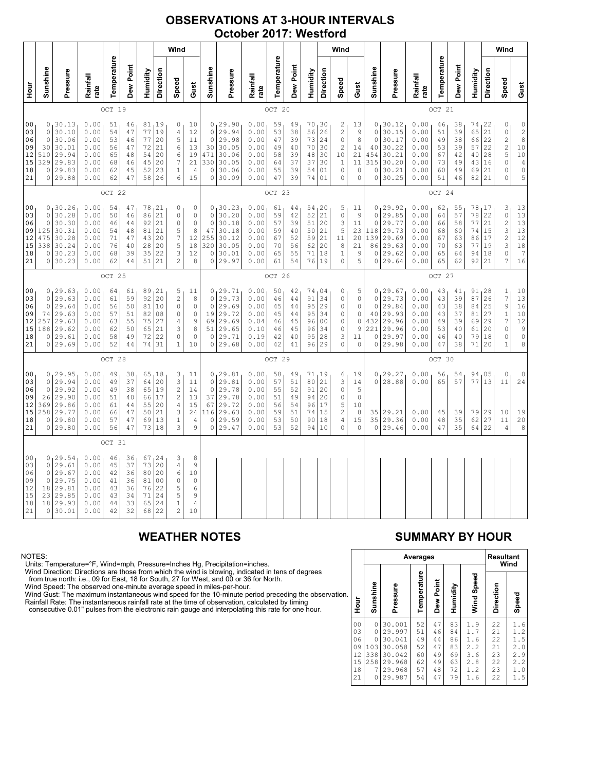# OBSERVATIONS AT 3-HOUR INTERVALS
## October 2017: Westford

| Hour | Sunshine | Pressure | Rainfall rate | Temperature | Dew Point | Humidity | Wind Direction | Wind Speed | Wind Gust | Sunshine | Pressure | Rainfall rate | Temperature | Dew Point | Humidity | Wind Direction | Wind Speed | Wind Gust | Sunshine | Pressure | Rainfall rate | Temperature | Dew Point | Humidity | Wind Direction | Wind Speed | Wind Gust |
|---|---|---|---|---|---|---|---|---|---|---|---|---|---|---|---|---|---|---|---|---|---|---|---|---|---|---|---|
| | OCT 19 | | | | | | | | | OCT 20 | | | | | | | | | OCT 21 | | | | | | | | |
| 00 | 0 | 30.13 | 0.00 | 51 | 46 | 81 | 19 | 0 | 10 | 0 | 29.90 | 0.00 | 59 | 49 | 70 | 30 | 2 | 13 | 0 | 30.12 | 0.00 | 46 | 38 | 74 | 22 | 0 | 0 |
| 03 | 0 | 30.10 | 0.00 | 54 | 47 | 77 | 19 | 4 | 12 | 0 | 29.94 | 0.00 | 53 | 38 | 56 | 26 | 2 | 9 | 0 | 30.15 | 0.00 | 51 | 39 | 65 | 21 | 0 | 2 |
| 06 | 0 | 30.06 | 0.00 | 53 | 46 | 77 | 20 | 5 | 11 | 0 | 29.98 | 0.00 | 47 | 39 | 73 | 24 | 0 | 8 | 0 | 30.17 | 0.00 | 49 | 38 | 66 | 22 | 2 | 8 |
| 09 | 30 | 30.01 | 0.00 | 56 | 47 | 72 | 21 | 6 | 13 | 30 | 30.05 | 0.00 | 49 | 40 | 70 | 30 | 2 | 14 | 40 | 30.22 | 0.00 | 53 | 39 | 57 | 22 | 2 | 10 |
| 12 | 510 | 29.94 | 0.00 | 65 | 48 | 54 | 20 | 6 | 19 | 471 | 30.06 | 0.00 | 58 | 39 | 48 | 30 | 10 | 21 | 454 | 30.21 | 0.00 | 67 | 42 | 40 | 28 | 5 | 10 |
| 15 | 329 | 29.83 | 0.00 | 68 | 46 | 45 | 20 | 7 | 21 | 330 | 30.05 | 0.00 | 64 | 37 | 37 | 30 | 1 | 11 | 315 | 30.20 | 0.00 | 73 | 49 | 43 | 16 | 0 | 4 |
| 18 | 0 | 29.83 | 0.00 | 62 | 45 | 52 | 23 | 1 | 4 | 0 | 30.06 | 0.00 | 55 | 39 | 54 | 01 | 0 | 0 | 0 | 30.21 | 0.00 | 60 | 49 | 69 | 21 | 0 | 0 |
| 21 | 0 | 29.88 | 0.00 | 62 | 47 | 58 | 26 | 6 | 15 | 0 | 30.09 | 0.00 | 47 | 39 | 74 | 01 | 0 | 0 | 0 | 30.25 | 0.00 | 51 | 46 | 82 | 21 | 0 | 5 |
| | OCT 22 | | | | | | | | | OCT 23 | | | | | | | | | OCT 24 | | | | | | | | |
| 00 | 0 | 30.26 | 0.00 | 54 | 47 | 78 | 21 | 0 | 0 | 0 | 30.23 | 0.00 | 61 | 44 | 54 | 20 | 5 | 11 | 0 | 29.92 | 0.00 | 62 | 55 | 78 | 17 | 3 | 13 |
| 03 | 0 | 30.28 | 0.00 | 50 | 46 | 86 | 21 | 0 | 0 | 0 | 30.20 | 0.00 | 59 | 42 | 52 | 21 | 0 | 9 | 0 | 29.85 | 0.00 | 64 | 57 | 78 | 22 | 0 | 13 |
| 06 | 0 | 30.30 | 0.00 | 46 | 44 | 92 | 21 | 0 | 0 | 0 | 30.18 | 0.00 | 57 | 39 | 51 | 20 | 3 | 11 | 0 | 29.77 | 0.00 | 66 | 58 | 77 | 21 | 2 | 13 |
| 09 | 125 | 30.31 | 0.00 | 54 | 48 | 81 | 21 | 5 | 8 | 47 | 30.18 | 0.00 | 59 | 40 | 50 | 21 | 5 | 23 | 118 | 29.73 | 0.00 | 68 | 60 | 74 | 15 | 3 | 13 |
| 12 | 475 | 30.28 | 0.00 | 71 | 47 | 43 | 20 | 7 | 12 | 255 | 30.12 | 0.00 | 67 | 52 | 59 | 21 | 11 | 20 | 139 | 29.69 | 0.00 | 67 | 63 | 86 | 17 | 2 | 12 |
| 15 | 338 | 30.24 | 0.00 | 76 | 40 | 28 | 20 | 5 | 18 | 320 | 30.05 | 0.00 | 70 | 56 | 62 | 20 | 8 | 21 | 86 | 29.63 | 0.00 | 70 | 63 | 77 | 19 | 3 | 18 |
| 18 | 0 | 30.23 | 0.00 | 68 | 39 | 35 | 22 | 3 | 12 | 0 | 30.01 | 0.00 | 65 | 55 | 71 | 18 | 1 | 9 | 0 | 29.62 | 0.00 | 65 | 64 | 94 | 18 | 0 | 7 |
| 21 | 0 | 30.23 | 0.00 | 62 | 44 | 51 | 21 | 2 | 8 | 0 | 29.97 | 0.00 | 61 | 54 | 76 | 19 | 0 | 5 | 0 | 29.64 | 0.00 | 65 | 62 | 92 | 21 | 7 | 16 |
| | OCT 25 | | | | | | | | | OCT 26 | | | | | | | | | OCT 27 | | | | | | | | |
| 00 | 0 | 29.63 | 0.00 | 64 | 61 | 89 | 21 | 5 | 11 | 0 | 29.71 | 0.00 | 50 | 42 | 74 | 04 | 0 | 5 | 0 | 29.67 | 0.00 | 43 | 41 | 91 | 28 | 1 | 10 |
| 03 | 0 | 29.63 | 0.00 | 61 | 59 | 92 | 20 | 2 | 8 | 0 | 29.73 | 0.00 | 46 | 44 | 91 | 34 | 0 | 0 | 0 | 29.73 | 0.00 | 43 | 39 | 87 | 26 | 7 | 13 |
| 06 | 0 | 29.64 | 0.00 | 56 | 50 | 81 | 10 | 0 | 0 | 0 | 29.69 | 0.00 | 45 | 44 | 95 | 29 | 0 | 0 | 0 | 29.84 | 0.00 | 43 | 38 | 84 | 25 | 9 | 16 |
| 09 | 74 | 29.63 | 0.00 | 57 | 51 | 82 | 08 | 0 | 0 | 19 | 29.72 | 0.00 | 45 | 44 | 95 | 34 | 0 | 0 | 40 | 29.93 | 0.00 | 43 | 37 | 81 | 27 | 1 | 10 |
| 12 | 257 | 29.63 | 0.00 | 63 | 55 | 75 | 27 | 4 | 9 | 69 | 29.69 | 0.04 | 46 | 45 | 96 | 00 | 0 | 0 | 432 | 29.96 | 0.00 | 49 | 39 | 69 | 29 | 7 | 12 |
| 15 | 188 | 29.62 | 0.00 | 62 | 50 | 65 | 21 | 3 | 8 | 51 | 29.65 | 0.10 | 46 | 45 | 96 | 34 | 0 | 9 | 221 | 29.96 | 0.00 | 53 | 40 | 61 | 20 | 0 | 9 |
| 18 | 0 | 29.61 | 0.00 | 58 | 49 | 72 | 22 | 0 | 0 | 0 | 29.71 | 0.19 | 42 | 40 | 95 | 28 | 3 | 11 | 0 | 29.97 | 0.00 | 46 | 40 | 79 | 18 | 0 | 0 |
| 21 | 0 | 29.69 | 0.00 | 52 | 44 | 74 | 31 | 1 | 10 | 0 | 29.68 | 0.00 | 42 | 41 | 96 | 29 | 0 | 0 | 0 | 29.98 | 0.00 | 47 | 38 | 71 | 20 | 1 | 8 |
| | OCT 28 | | | | | | | | | OCT 29 | | | | | | | | | OCT 30 | | | | | | | | |
| 00 | 0 | 29.95 | 0.00 | 49 | 38 | 65 | 18 | 3 | 11 | 0 | 29.81 | 0.00 | 58 | 49 | 71 | 19 | 6 | 19 | 0 | 29.27 | 0.00 | 56 | 54 | 94 | 05 | 0 | 0 |
| 03 | 0 | 29.94 | 0.00 | 49 | 37 | 64 | 20 | 3 | 11 | 0 | 29.81 | 0.00 | 57 | 51 | 80 | 21 | 3 | 14 | 0 | 28.88 | 0.00 | 65 | 57 | 77 | 13 | 11 | 24 |
| 06 | 0 | 29.92 | 0.00 | 49 | 38 | 65 | 19 | 2 | 14 | 0 | 29.78 | 0.00 | 55 | 52 | 91 | 20 | 0 | 5 | | | | | | | | | |
| 09 | 26 | 29.90 | 0.00 | 51 | 40 | 66 | 17 | 2 | 13 | 37 | 29.78 | 0.00 | 51 | 49 | 94 | 20 | 0 | 0 | | | | | | | | | |
| 12 | 369 | 29.86 | 0.00 | 61 | 44 | 55 | 20 | 4 | 15 | 67 | 29.72 | 0.00 | 56 | 54 | 96 | 17 | 5 | 10 | | | | | | | | | |
| 15 | 258 | 29.77 | 0.00 | 66 | 47 | 50 | 21 | 3 | 24 | 116 | 29.63 | 0.00 | 59 | 51 | 74 | 15 | 2 | 8 | 35 | 29.21 | 0.00 | 45 | 39 | 79 | 29 | 10 | 19 |
| 18 | 0 | 29.80 | 0.00 | 57 | 47 | 69 | 13 | 1 | 4 | 0 | 29.59 | 0.00 | 53 | 50 | 90 | 18 | 4 | 15 | 35 | 29.36 | 0.00 | 48 | 35 | 62 | 27 | 11 | 20 |
| 21 | 0 | 29.80 | 0.00 | 56 | 47 | 73 | 18 | 3 | 9 | 0 | 29.47 | 0.00 | 53 | 52 | 94 | 10 | 0 | 0 | 0 | 29.46 | 0.00 | 47 | 35 | 64 | 22 | 4 | 8 |
| | OCT 31 | | | | | | | | | | | | | | | | | | | | | | | | | | |
| 00 | 0 | 29.54 | 0.00 | 46 | 36 | 67 | 24 | 3 | 8 | | | | | | | | | | | | | | | | | | |
| 03 | 0 | 29.61 | 0.00 | 45 | 37 | 73 | 20 | 4 | 9 | | | | | | | | | | | | | | | | | | |
| 06 | 0 | 29.67 | 0.00 | 42 | 36 | 80 | 20 | 6 | 10 | | | | | | | | | | | | | | | | | | |
| 09 | 0 | 29.75 | 0.00 | 41 | 36 | 81 | 00 | 0 | 0 | | | | | | | | | | | | | | | | | | |
| 12 | 18 | 29.81 | 0.00 | 43 | 36 | 76 | 22 | 5 | 6 | | | | | | | | | | | | | | | | | | |
| 15 | 23 | 29.85 | 0.00 | 43 | 34 | 71 | 24 | 5 | 9 | | | | | | | | | | | | | | | | | | |
| 18 | 18 | 29.93 | 0.00 | 44 | 33 | 65 | 24 | 1 | 4 | | | | | | | | | | | | | | | | | | |
| 21 | 0 | 30.01 | 0.00 | 42 | 32 | 68 | 22 | 2 | 10 | | | | | | | | | | | | | | | | | | |

## WEATHER NOTES

NOTES:
Units: Temperature=°F, Wind=mph, Pressure=Inches Hg, Precipitation=inches.
Wind Direction: Directions are those from which the wind is blowing, indicated in tens of degrees from true north: i.e., 09 for East, 18 for South, 27 for West, and 00 or 36 for North.
Wind Speed: The observed one-minute average speed in miles-per-hour.
Wind Gust: The maximum instantaneous wind speed for the 10-minute period preceding the observation.
Rainfall Rate: The instantaneous rainfall rate at the time of observation, calculated by timing consecutive 0.01" pulses from the electronic rain gauge and interpolating this rate for one hour.

## SUMMARY BY HOUR

| Hour | Averages: Sunshine | Pressure | Temperature | Dew Point | Humidity | Wind Speed | Resultant Wind: Direction | Speed |
|---|---|---|---|---|---|---|---|---|
| 00 | 0 | 30.001 | 52 | 47 | 83 | 1.9 | 22 | 1.6 |
| 03 | 0 | 29.997 | 51 | 46 | 84 | 1.7 | 21 | 1.2 |
| 06 | 0 | 30.041 | 49 | 44 | 86 | 1.6 | 22 | 1.5 |
| 09 | 103 | 30.058 | 52 | 47 | 83 | 2.2 | 21 | 2.0 |
| 12 | 338 | 30.042 | 60 | 49 | 69 | 3.6 | 23 | 2.9 |
| 15 | 258 | 29.968 | 62 | 49 | 63 | 2.8 | 22 | 2.2 |
| 18 | 7 | 29.968 | 57 | 48 | 72 | 1.2 | 23 | 1.0 |
| 21 | 0 | 29.987 | 54 | 47 | 79 | 1.6 | 22 | 1.5 |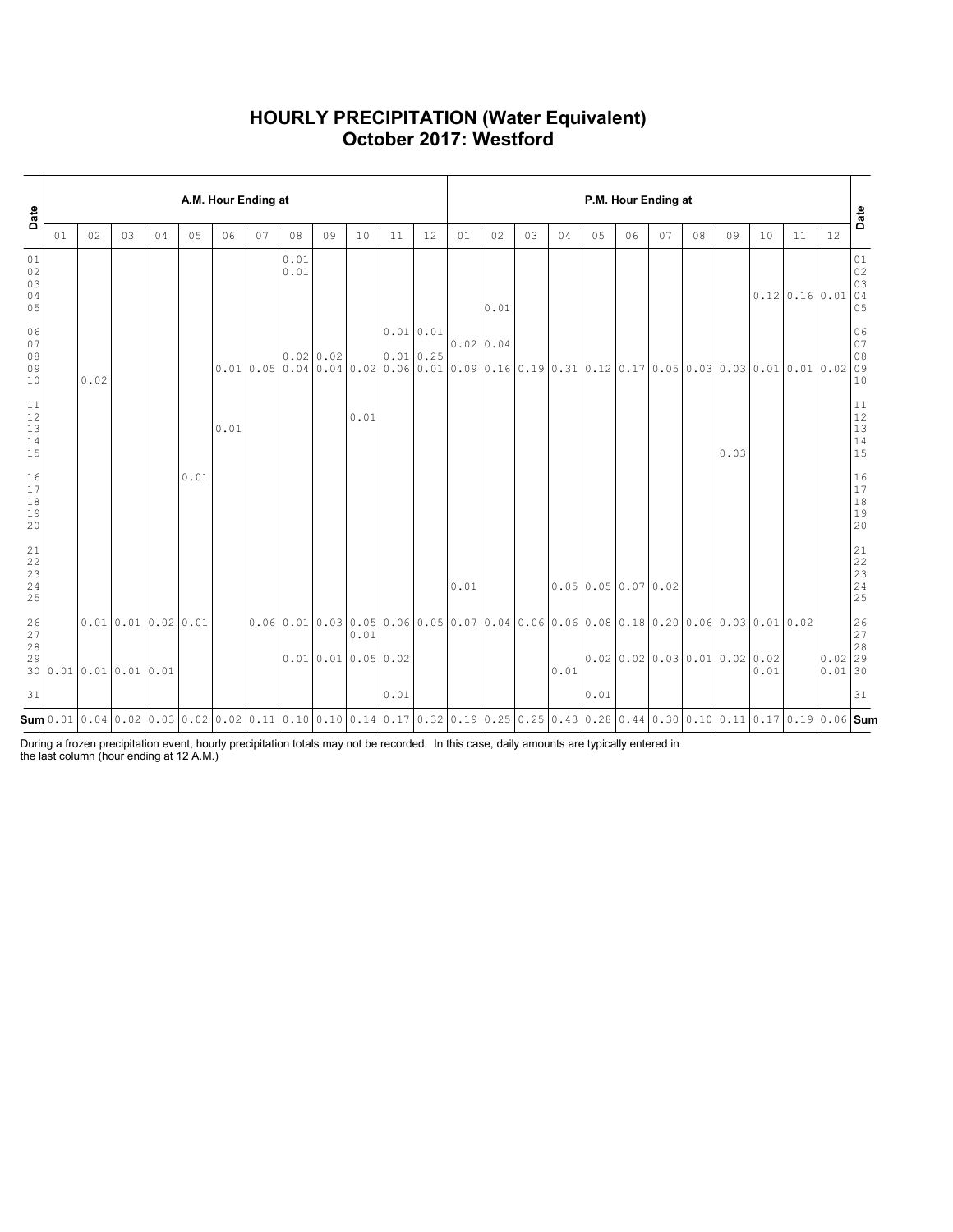# HOURLY PRECIPITATION (Water Equivalent)
# October 2017: Westford

| Date | A.M. Hour Ending at | | | | | | | | | | | | P.M. Hour Ending at | | | | | | | | | | | | Date |
|---|---|---|---|---|---|---|---|---|---|---|---|---|---|---|---|---|---|---|---|---|---|---|---|---|---|
| | 01 | 02 | 03 | 04 | 05 | 06 | 07 | 08 | 09 | 10 | 11 | 12 | 01 | 02 | 03 | 04 | 05 | 06 | 07 | 08 | 09 | 10 | 11 | 12 | |
| 01 | | | | | | | | 0.01 | | | | | | | | | | | | | | | | | 01 |
| 02 | | | | | | | | 0.01 | | | | | | | | | | | | | | | | | 02 |
| 03 | | | | | | | | | | | | | | | | | | | | | | | | | 03 |
| 04 | | | | | | | | | | | | | | | | | | | | | | 0.12 | 0.16 | 0.01 | 04 |
| 05 | | | | | | | | | | | | | | 0.01 | | | | | | | | | | | 05 |
| 06 | | | | | | | | | | | 0.01 | 0.01 | | | | | | | | | | | | | 06 |
| 07 | | | | | | | | | | | | | 0.02 | 0.04 | | | | | | | | | | | 07 |
| 08 | | | | | | | | 0.02 | 0.02 | | 0.01 | 0.25 | | | | | | | | | | | | | 08 |
| 09 | | | | | | 0.01 | 0.05 | 0.04 | 0.04 | 0.02 | 0.06 | 0.01 | 0.09 | 0.16 | 0.19 | 0.31 | 0.12 | 0.17 | 0.05 | 0.03 | 0.03 | 0.01 | 0.01 | 0.02 | 09 |
| 10 | | 0.02 | | | | | | | | | | | | | | | | | | | | | | | 10 |
| 11 | | | | | | | | | | | | | | | | | | | | | | | | | 11 |
| 12 | | | | | | | | | | 0.01 | | | | | | | | | | | | | | | 12 |
| 13 | | | | | | 0.01 | | | | | | | | | | | | | | | | | | | 13 |
| 14 | | | | | | | | | | | | | | | | | | | | | | | | | 14 |
| 15 | | | | | | | | | | | | | | | | | | | | | 0.03 | | | | 15 |
| 16 | | | | | 0.01 | | | | | | | | | | | | | | | | | | | | 16 |
| 17 | | | | | | | | | | | | | | | | | | | | | | | | | 17 |
| 18 | | | | | | | | | | | | | | | | | | | | | | | | | 18 |
| 19 | | | | | | | | | | | | | | | | | | | | | | | | | 19 |
| 20 | | | | | | | | | | | | | | | | | | | | | | | | | 20 |
| 21 | | | | | | | | | | | | | | | | | | | | | | | | | 21 |
| 22 | | | | | | | | | | | | | | | | | | | | | | | | | 22 |
| 23 | | | | | | | | | | | | | | | | | | | | | | | | | 23 |
| 24 | | | | | | | | | | | | | 0.01 | | | 0.05 | 0.05 | 0.07 | 0.02 | | | | | | 24 |
| 25 | | | | | | | | | | | | | | | | | | | | | | | | | 25 |
| 26 | | 0.01 | 0.01 | 0.02 | 0.01 | | 0.06 | 0.01 | 0.03 | 0.05 | 0.06 | 0.05 | 0.07 | 0.04 | 0.06 | 0.06 | 0.08 | 0.18 | 0.20 | 0.06 | 0.03 | 0.01 | 0.02 | | 26 |
| 27 | | | | | | | | | | 0.01 | | | | | | | | | | | | | | | 27 |
| 28 | | | | | | | | | | | | | | | | | | | | | | | | | 28 |
| 29 | | | | | | | | 0.01 | 0.01 | 0.05 | 0.02 | | | | | | 0.02 | 0.02 | 0.03 | 0.01 | 0.02 | 0.02 | | 0.02 | 29 |
| 30 | 0.01 | 0.01 | 0.01 | 0.01 | | | | | | | | | | | | 0.01 | | | | | | 0.01 | | 0.01 | 30 |
| 31 | | | | | | | | | | | 0.01 | | | | | | 0.01 | | | | | | | | 31 |
| **Sum** | 0.01 | 0.04 | 0.02 | 0.03 | 0.02 | 0.02 | 0.11 | 0.10 | 0.10 | 0.14 | 0.17 | 0.32 | 0.19 | 0.25 | 0.25 | 0.43 | 0.28 | 0.44 | 0.30 | 0.10 | 0.11 | 0.17 | 0.19 | 0.06 | **Sum** |

During a frozen precipitation event, hourly precipitation totals may not be recorded. In this case, daily amounts are typically entered in the last column (hour ending at 12 A.M.)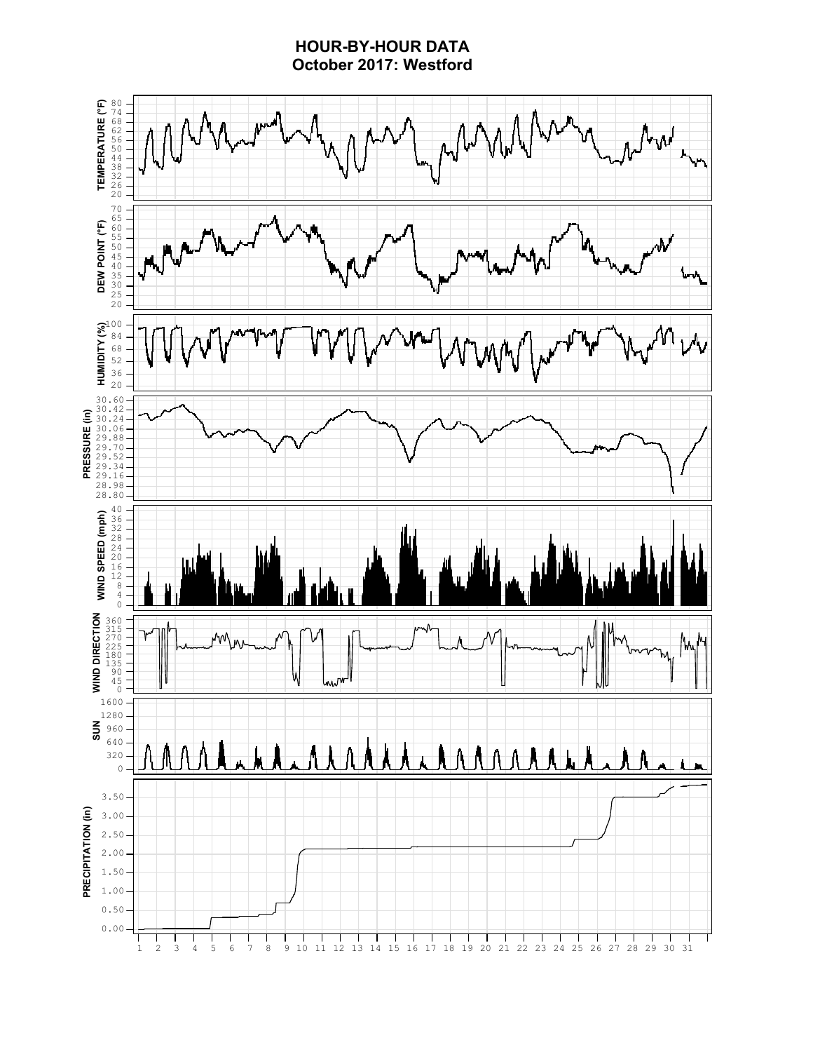# HOUR-BY-HOUR DATA
## October 2017: Westford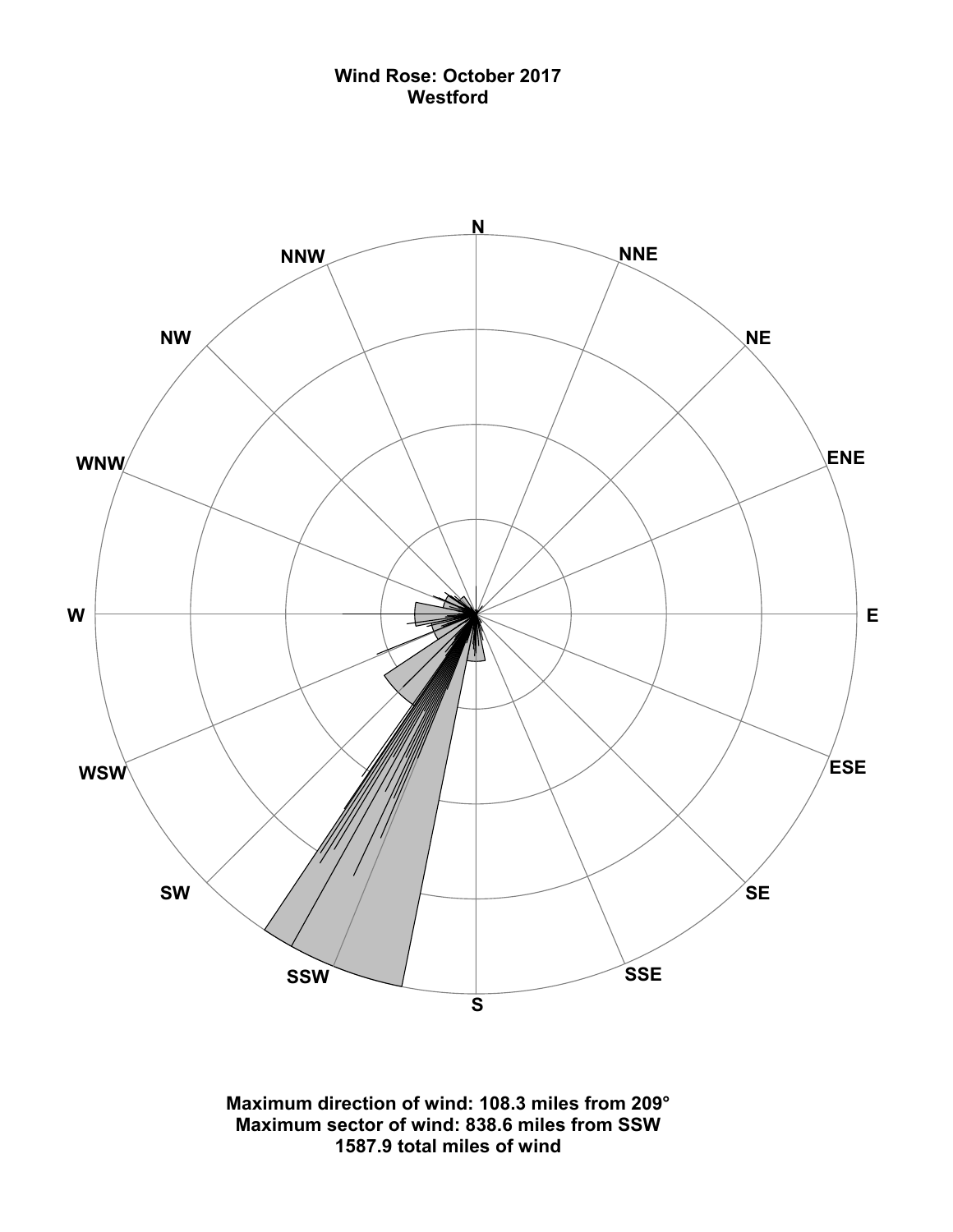Wind Rose: October 2017
Westford

N
NNE
NE
ENE
E
ESE
SE
SSE
S
SSW
SW
WSW
W
WNW
NW
NNW

Maximum direction of wind: 108.3 miles from 209°
Maximum sector of wind: 838.6 miles from SSW
1587.9 total miles of wind